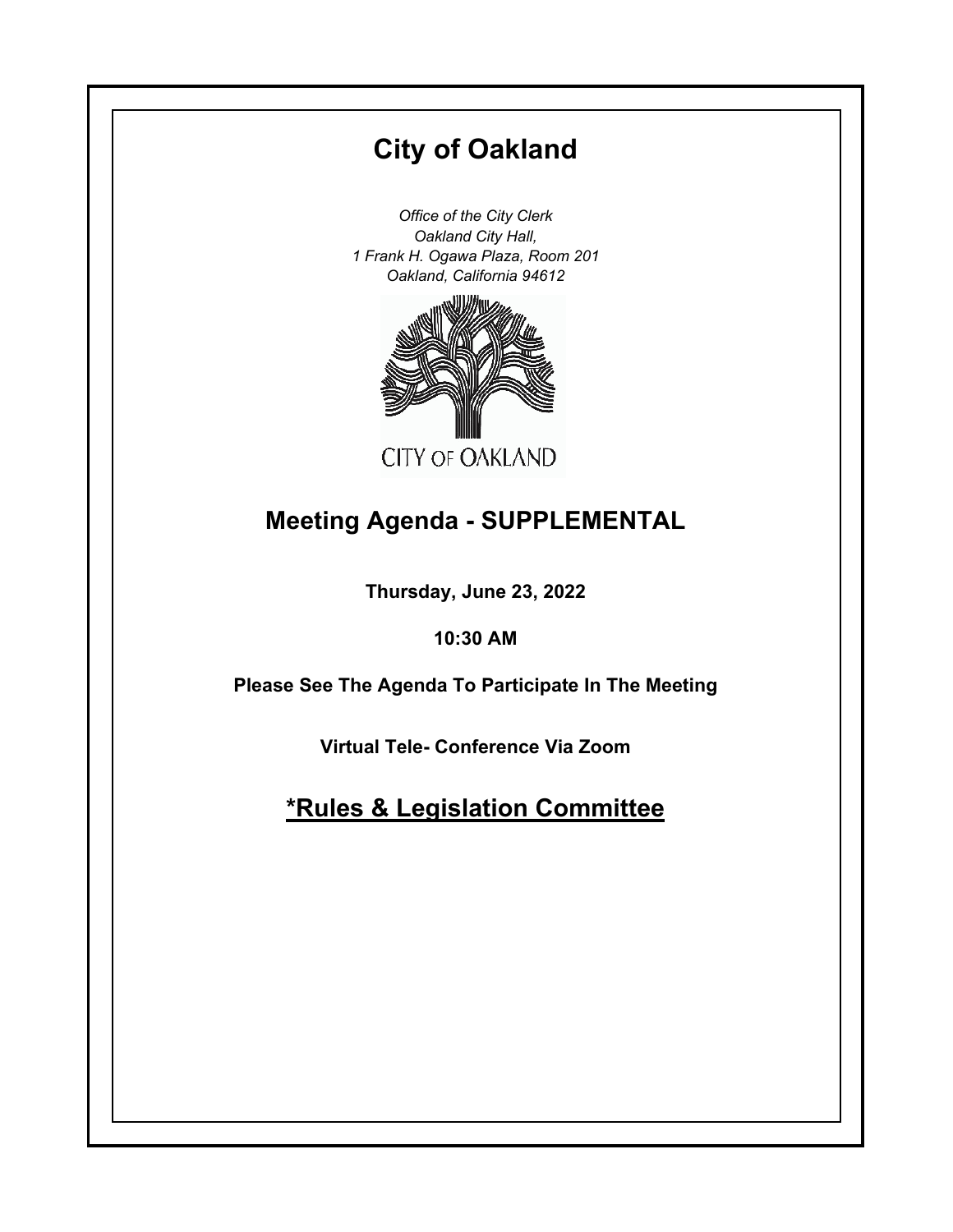# City of Oakland

*Office of the City Clerk*
*Oakland City Hall,*
*1 Frank H. Ogawa Plaza, Room 201*
*Oakland, California 94612*

CITY OF OAKLAND

## Meeting Agenda - SUPPLEMENTAL

**Thursday, June 23, 2022**

**10:30 AM**

**Please See The Agenda To Participate In The Meeting**

**Virtual Tele- Conference Via Zoom**

## *Rules & Legislation Committee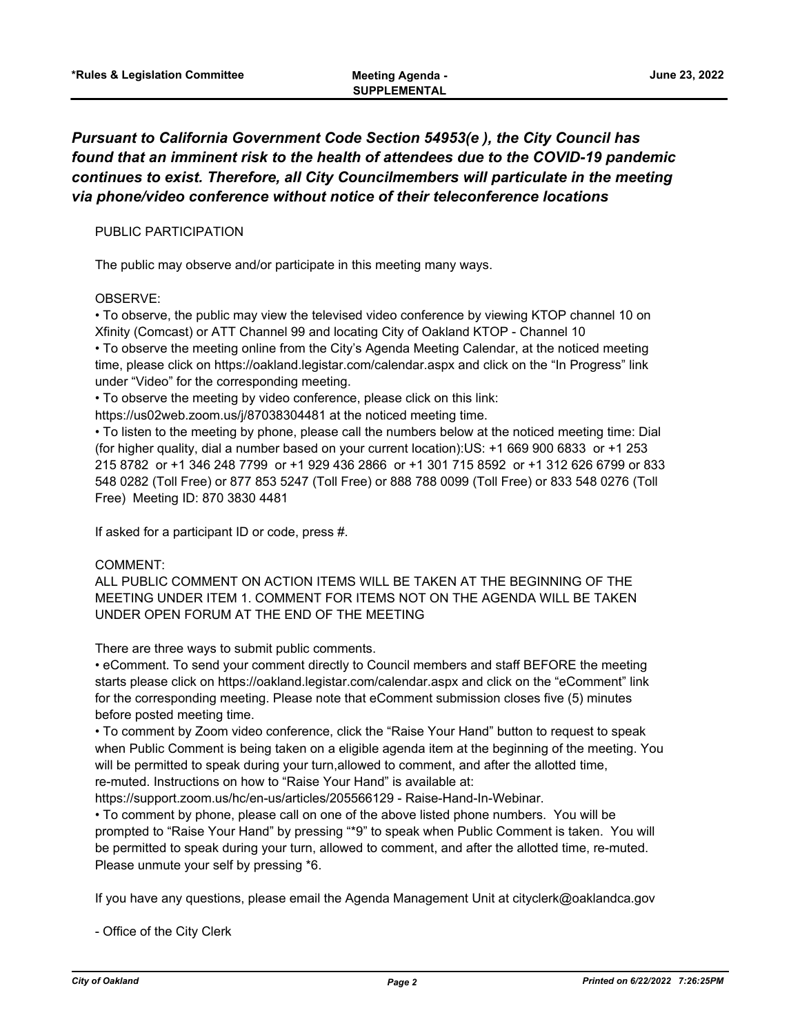***Pursuant to California Government Code Section 54953(e ), the City Council has found that an imminent risk to the health of attendees due to the COVID-19 pandemic continues to exist. Therefore, all City Councilmembers will particulate in the meeting via phone/video conference without notice of their teleconference locations***

PUBLIC PARTICIPATION

The public may observe and/or participate in this meeting many ways.

OBSERVE:

• To observe, the public may view the televised video conference by viewing KTOP channel 10 on Xfinity (Comcast) or ATT Channel 99 and locating City of Oakland KTOP - Channel 10

• To observe the meeting online from the City's Agenda Meeting Calendar, at the noticed meeting time, please click on https://oakland.legistar.com/calendar.aspx and click on the "In Progress" link under "Video" for the corresponding meeting.

• To observe the meeting by video conference, please click on this link: https://us02web.zoom.us/j/87038304481 at the noticed meeting time.

• To listen to the meeting by phone, please call the numbers below at the noticed meeting time: Dial (for higher quality, dial a number based on your current location):US: +1 669 900 6833 or +1 253 215 8782 or +1 346 248 7799 or +1 929 436 2866 or +1 301 715 8592 or +1 312 626 6799 or 833 548 0282 (Toll Free) or 877 853 5247 (Toll Free) or 888 788 0099 (Toll Free) or 833 548 0276 (Toll Free) Meeting ID: 870 3830 4481

If asked for a participant ID or code, press #.

COMMENT:

ALL PUBLIC COMMENT ON ACTION ITEMS WILL BE TAKEN AT THE BEGINNING OF THE MEETING UNDER ITEM 1. COMMENT FOR ITEMS NOT ON THE AGENDA WILL BE TAKEN UNDER OPEN FORUM AT THE END OF THE MEETING

There are three ways to submit public comments.

• eComment. To send your comment directly to Council members and staff BEFORE the meeting starts please click on https://oakland.legistar.com/calendar.aspx and click on the "eComment" link for the corresponding meeting. Please note that eComment submission closes five (5) minutes before posted meeting time.

• To comment by Zoom video conference, click the "Raise Your Hand" button to request to speak when Public Comment is being taken on a eligible agenda item at the beginning of the meeting. You will be permitted to speak during your turn,allowed to comment, and after the allotted time, re-muted. Instructions on how to "Raise Your Hand" is available at: https://support.zoom.us/hc/en-us/articles/205566129 - Raise-Hand-In-Webinar.

• To comment by phone, please call on one of the above listed phone numbers. You will be prompted to "Raise Your Hand" by pressing "*9" to speak when Public Comment is taken. You will be permitted to speak during your turn, allowed to comment, and after the allotted time, re-muted. Please unmute your self by pressing *6.

If you have any questions, please email the Agenda Management Unit at cityclerk@oaklandca.gov

- Office of the City Clerk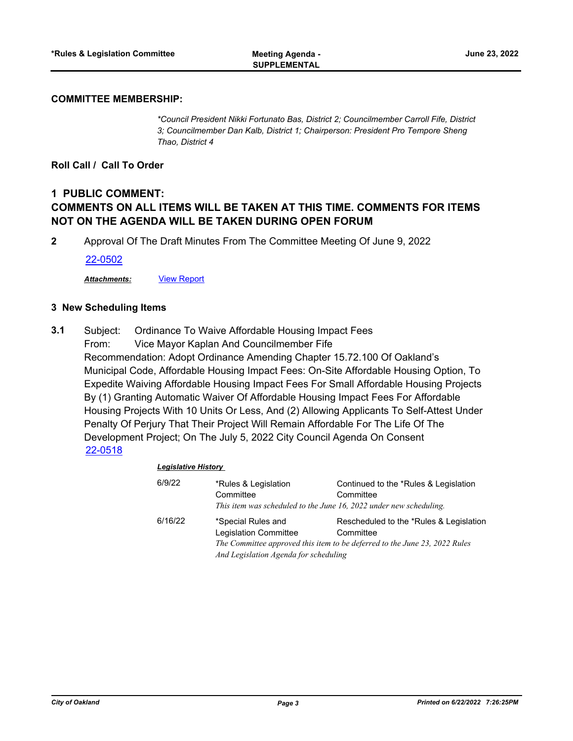### COMMITTEE MEMBERSHIP:

*\*Council President Nikki Fortunato Bas, District 2; Councilmember Carroll Fife, District 3; Councilmember Dan Kalb, District 1; Chairperson: President Pro Tempore Sheng Thao, District 4*

**Roll Call / Call To Order**

## 1 PUBLIC COMMENT: COMMENTS ON ALL ITEMS WILL BE TAKEN AT THIS TIME. COMMENTS FOR ITEMS NOT ON THE AGENDA WILL BE TAKEN DURING OPEN FORUM

**2** Approval Of The Draft Minutes From The Committee Meeting Of June 9, 2022

22-0502

***Attachments:*** View Report

### 3 New Scheduling Items

**3.1** Subject: Ordinance To Waive Affordable Housing Impact Fees
From: Vice Mayor Kaplan And Councilmember Fife
Recommendation: Adopt Ordinance Amending Chapter 15.72.100 Of Oakland's Municipal Code, Affordable Housing Impact Fees: On-Site Affordable Housing Option, To Expedite Waiving Affordable Housing Impact Fees For Small Affordable Housing Projects By (1) Granting Automatic Waiver Of Affordable Housing Impact Fees For Affordable Housing Projects With 10 Units Or Less, And (2) Allowing Applicants To Self-Attest Under Penalty Of Perjury That Their Project Will Remain Affordable For The Life Of The Development Project; On The July 5, 2022 City Council Agenda On Consent
22-0518

***Legislative History***

| | | |
|---|---|---|
| 6/9/22 | *Rules & Legislation Committee | Continued to the *Rules & Legislation Committee |
| | *This item was scheduled to the June 16, 2022 under new scheduling.* | |
| 6/16/22 | *Special Rules and Legislation Committee | Rescheduled to the *Rules & Legislation Committee |
| | *The Committee approved this item to be deferred to the June 23, 2022 Rules And Legislation Agenda for scheduling* | |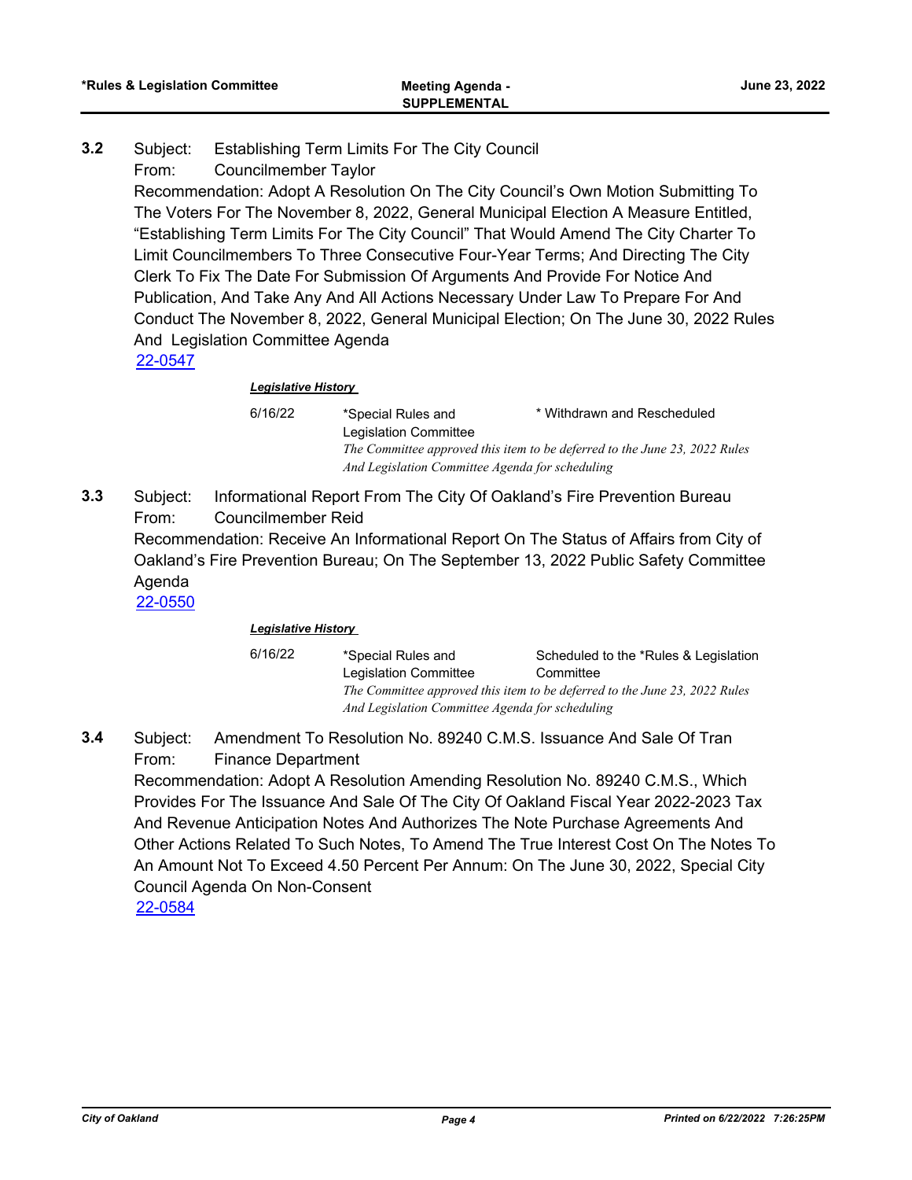**3.2** Subject: Establishing Term Limits For The City Council
From: Councilmember Taylor
Recommendation: Adopt A Resolution On The City Council's Own Motion Submitting To The Voters For The November 8, 2022, General Municipal Election A Measure Entitled, "Establishing Term Limits For The City Council" That Would Amend The City Charter To Limit Councilmembers To Three Consecutive Four-Year Terms; And Directing The City Clerk To Fix The Date For Submission Of Arguments And Provide For Notice And Publication, And Take Any And All Actions Necessary Under Law To Prepare For And Conduct The November 8, 2022, General Municipal Election; On The June 30, 2022 Rules And Legislation Committee Agenda
22-0547

***Legislative History***

| | | |
|---|---|---|
| 6/16/22 | *Special Rules and Legislation Committee | * Withdrawn and Rescheduled |
| | *The Committee approved this item to be deferred to the June 23, 2022 Rules And Legislation Committee Agenda for scheduling* | |

**3.3** Subject: Informational Report From The City Of Oakland's Fire Prevention Bureau
From: Councilmember Reid
Recommendation: Receive An Informational Report On The Status of Affairs from City of Oakland's Fire Prevention Bureau; On The September 13, 2022 Public Safety Committee Agenda
22-0550

***Legislative History***

| | | |
|---|---|---|
| 6/16/22 | *Special Rules and Legislation Committee | Scheduled to the *Rules & Legislation Committee |
| | *The Committee approved this item to be deferred to the June 23, 2022 Rules And Legislation Committee Agenda for scheduling* | |

**3.4** Subject: Amendment To Resolution No. 89240 C.M.S. Issuance And Sale Of Tran
From: Finance Department
Recommendation: Adopt A Resolution Amending Resolution No. 89240 C.M.S., Which Provides For The Issuance And Sale Of The City Of Oakland Fiscal Year 2022-2023 Tax And Revenue Anticipation Notes And Authorizes The Note Purchase Agreements And Other Actions Related To Such Notes, To Amend The True Interest Cost On The Notes To An Amount Not To Exceed 4.50 Percent Per Annum: On The June 30, 2022, Special City Council Agenda On Non-Consent
22-0584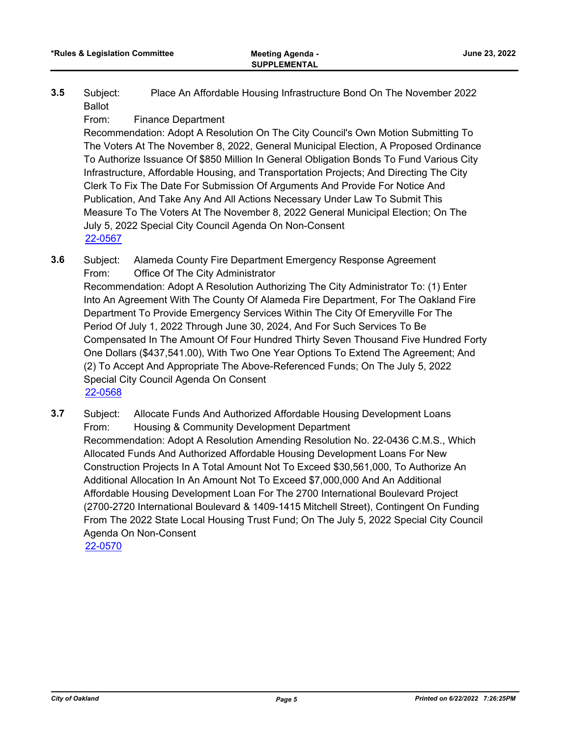**3.5** Subject: Place An Affordable Housing Infrastructure Bond On The November 2022 Ballot

From: Finance Department

Recommendation: Adopt A Resolution On The City Council's Own Motion Submitting To The Voters At The November 8, 2022, General Municipal Election, A Proposed Ordinance To Authorize Issuance Of $850 Million In General Obligation Bonds To Fund Various City Infrastructure, Affordable Housing, and Transportation Projects; And Directing The City Clerk To Fix The Date For Submission Of Arguments And Provide For Notice And Publication, And Take Any And All Actions Necessary Under Law To Submit This Measure To The Voters At The November 8, 2022 General Municipal Election; On The July 5, 2022 Special City Council Agenda On Non-Consent

22-0567

**3.6** Subject: Alameda County Fire Department Emergency Response Agreement

From: Office Of The City Administrator

Recommendation: Adopt A Resolution Authorizing The City Administrator To: (1) Enter Into An Agreement With The County Of Alameda Fire Department, For The Oakland Fire Department To Provide Emergency Services Within The City Of Emeryville For The Period Of July 1, 2022 Through June 30, 2024, And For Such Services To Be Compensated In The Amount Of Four Hundred Thirty Seven Thousand Five Hundred Forty One Dollars ($437,541.00), With Two One Year Options To Extend The Agreement; And (2) To Accept And Appropriate The Above-Referenced Funds; On The July 5, 2022 Special City Council Agenda On Consent

22-0568

**3.7** Subject: Allocate Funds And Authorized Affordable Housing Development Loans

From: Housing & Community Development Department

Recommendation: Adopt A Resolution Amending Resolution No. 22-0436 C.M.S., Which Allocated Funds And Authorized Affordable Housing Development Loans For New Construction Projects In A Total Amount Not To Exceed $30,561,000, To Authorize An Additional Allocation In An Amount Not To Exceed $7,000,000 And An Additional Affordable Housing Development Loan For The 2700 International Boulevard Project (2700-2720 International Boulevard & 1409-1415 Mitchell Street), Contingent On Funding From The 2022 State Local Housing Trust Fund; On The July 5, 2022 Special City Council Agenda On Non-Consent

22-0570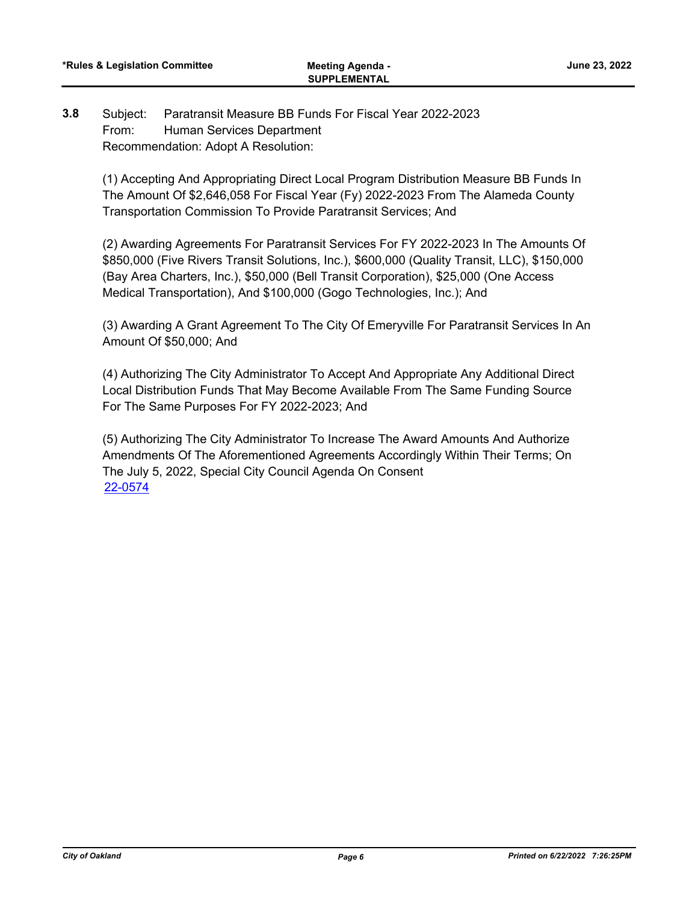**3.8** Subject: Paratransit Measure BB Funds For Fiscal Year 2022-2023
From: Human Services Department
Recommendation: Adopt A Resolution:

(1) Accepting And Appropriating Direct Local Program Distribution Measure BB Funds In The Amount Of $2,646,058 For Fiscal Year (Fy) 2022-2023 From The Alameda County Transportation Commission To Provide Paratransit Services; And

(2) Awarding Agreements For Paratransit Services For FY 2022-2023 In The Amounts Of $850,000 (Five Rivers Transit Solutions, Inc.), $600,000 (Quality Transit, LLC), $150,000 (Bay Area Charters, Inc.), $50,000 (Bell Transit Corporation), $25,000 (One Access Medical Transportation), And $100,000 (Gogo Technologies, Inc.); And

(3) Awarding A Grant Agreement To The City Of Emeryville For Paratransit Services In An Amount Of $50,000; And

(4) Authorizing The City Administrator To Accept And Appropriate Any Additional Direct Local Distribution Funds That May Become Available From The Same Funding Source For The Same Purposes For FY 2022-2023; And

(5) Authorizing The City Administrator To Increase The Award Amounts And Authorize Amendments Of The Aforementioned Agreements Accordingly Within Their Terms; On The July 5, 2022, Special City Council Agenda On Consent

22-0574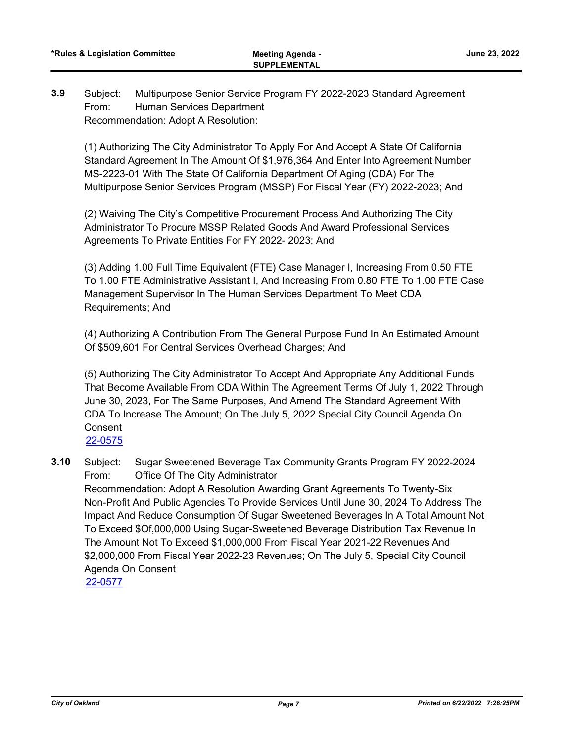**3.9** Subject: Multipurpose Senior Service Program FY 2022-2023 Standard Agreement
From: Human Services Department
Recommendation: Adopt A Resolution:

(1) Authorizing The City Administrator To Apply For And Accept A State Of California Standard Agreement In The Amount Of $1,976,364 And Enter Into Agreement Number MS-2223-01 With The State Of California Department Of Aging (CDA) For The Multipurpose Senior Services Program (MSSP) For Fiscal Year (FY) 2022-2023; And

(2) Waiving The City's Competitive Procurement Process And Authorizing The City Administrator To Procure MSSP Related Goods And Award Professional Services Agreements To Private Entities For FY 2022- 2023; And

(3) Adding 1.00 Full Time Equivalent (FTE) Case Manager I, Increasing From 0.50 FTE To 1.00 FTE Administrative Assistant I, And Increasing From 0.80 FTE To 1.00 FTE Case Management Supervisor In The Human Services Department To Meet CDA Requirements; And

(4) Authorizing A Contribution From The General Purpose Fund In An Estimated Amount Of $509,601 For Central Services Overhead Charges; And

(5) Authorizing The City Administrator To Accept And Appropriate Any Additional Funds That Become Available From CDA Within The Agreement Terms Of July 1, 2022 Through June 30, 2023, For The Same Purposes, And Amend The Standard Agreement With CDA To Increase The Amount; On The July 5, 2022 Special City Council Agenda On Consent

22-0575

**3.10** Subject: Sugar Sweetened Beverage Tax Community Grants Program FY 2022-2024
From: Office Of The City Administrator
Recommendation: Adopt A Resolution Awarding Grant Agreements To Twenty-Six Non-Profit And Public Agencies To Provide Services Until June 30, 2024 To Address The Impact And Reduce Consumption Of Sugar Sweetened Beverages In A Total Amount Not To Exceed $Of,000,000 Using Sugar-Sweetened Beverage Distribution Tax Revenue In The Amount Not To Exceed $1,000,000 From Fiscal Year 2021-22 Revenues And $2,000,000 From Fiscal Year 2022-23 Revenues; On The July 5, Special City Council Agenda On Consent

22-0577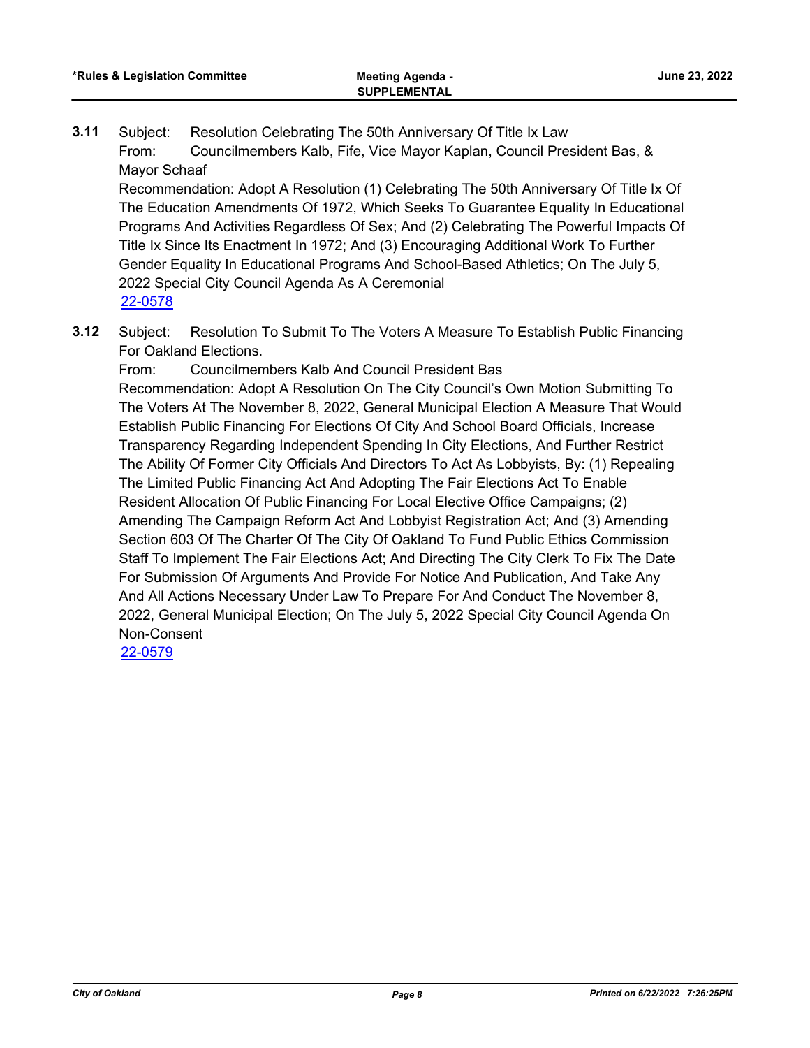**3.11** Subject: Resolution Celebrating The 50th Anniversary Of Title Ix Law

From: Councilmembers Kalb, Fife, Vice Mayor Kaplan, Council President Bas, & Mayor Schaaf

Recommendation: Adopt A Resolution (1) Celebrating The 50th Anniversary Of Title Ix Of The Education Amendments Of 1972, Which Seeks To Guarantee Equality In Educational Programs And Activities Regardless Of Sex; And (2) Celebrating The Powerful Impacts Of Title Ix Since Its Enactment In 1972; And (3) Encouraging Additional Work To Further Gender Equality In Educational Programs And School-Based Athletics; On The July 5, 2022 Special City Council Agenda As A Ceremonial

22-0578

**3.12** Subject: Resolution To Submit To The Voters A Measure To Establish Public Financing For Oakland Elections.

From: Councilmembers Kalb And Council President Bas

Recommendation: Adopt A Resolution On The City Council's Own Motion Submitting To The Voters At The November 8, 2022, General Municipal Election A Measure That Would Establish Public Financing For Elections Of City And School Board Officials, Increase Transparency Regarding Independent Spending In City Elections, And Further Restrict The Ability Of Former City Officials And Directors To Act As Lobbyists, By: (1) Repealing The Limited Public Financing Act And Adopting The Fair Elections Act To Enable Resident Allocation Of Public Financing For Local Elective Office Campaigns; (2) Amending The Campaign Reform Act And Lobbyist Registration Act; And (3) Amending Section 603 Of The Charter Of The City Of Oakland To Fund Public Ethics Commission Staff To Implement The Fair Elections Act; And Directing The City Clerk To Fix The Date For Submission Of Arguments And Provide For Notice And Publication, And Take Any And All Actions Necessary Under Law To Prepare For And Conduct The November 8, 2022, General Municipal Election; On The July 5, 2022 Special City Council Agenda On Non-Consent

22-0579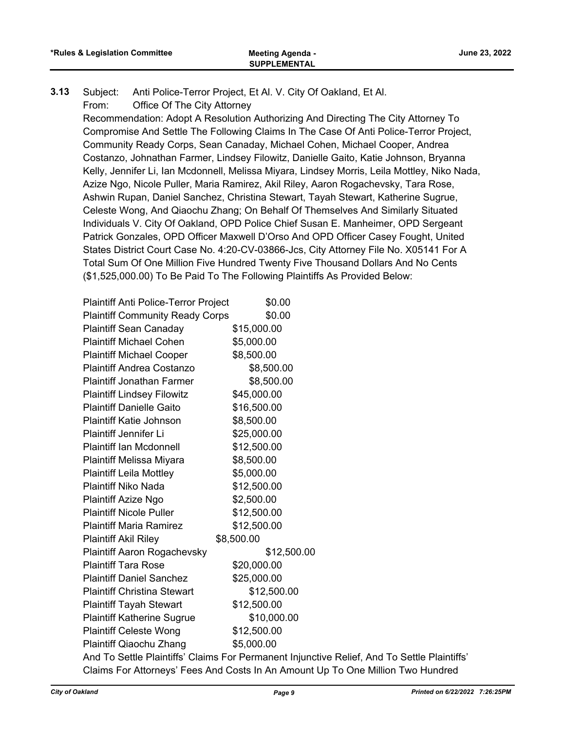**3.13** Subject: Anti Police-Terror Project, Et Al. V. City Of Oakland, Et Al.

From: Office Of The City Attorney

Recommendation: Adopt A Resolution Authorizing And Directing The City Attorney To Compromise And Settle The Following Claims In The Case Of Anti Police-Terror Project, Community Ready Corps, Sean Canaday, Michael Cohen, Michael Cooper, Andrea Costanzo, Johnathan Farmer, Lindsey Filowitz, Danielle Gaito, Katie Johnson, Bryanna Kelly, Jennifer Li, Ian Mcdonnell, Melissa Miyara, Lindsey Morris, Leila Mottley, Niko Nada, Azize Ngo, Nicole Puller, Maria Ramirez, Akil Riley, Aaron Rogachevsky, Tara Rose, Ashwin Rupan, Daniel Sanchez, Christina Stewart, Tayah Stewart, Katherine Sugrue, Celeste Wong, And Qiaochu Zhang; On Behalf Of Themselves And Similarly Situated Individuals V. City Of Oakland, OPD Police Chief Susan E. Manheimer, OPD Sergeant Patrick Gonzales, OPD Officer Maxwell D'Orso And OPD Officer Casey Fought, United States District Court Case No. 4:20-CV-03866-Jcs, City Attorney File No. X05141 For A Total Sum Of One Million Five Hundred Twenty Five Thousand Dollars And No Cents ($1,525,000.00) To Be Paid To The Following Plaintiffs As Provided Below:

| | |
|---|---|
| Plaintiff Anti Police-Terror Project | $0.00 |
| Plaintiff Community Ready Corps | $0.00 |
| Plaintiff Sean Canaday | $15,000.00 |
| Plaintiff Michael Cohen | $5,000.00 |
| Plaintiff Michael Cooper | $8,500.00 |
| Plaintiff Andrea Costanzo | $8,500.00 |
| Plaintiff Jonathan Farmer | $8,500.00 |
| Plaintiff Lindsey Filowitz | $45,000.00 |
| Plaintiff Danielle Gaito | $16,500.00 |
| Plaintiff Katie Johnson | $8,500.00 |
| Plaintiff Jennifer Li | $25,000.00 |
| Plaintiff Ian Mcdonnell | $12,500.00 |
| Plaintiff Melissa Miyara | $8,500.00 |
| Plaintiff Leila Mottley | $5,000.00 |
| Plaintiff Niko Nada | $12,500.00 |
| Plaintiff Azize Ngo | $2,500.00 |
| Plaintiff Nicole Puller | $12,500.00 |
| Plaintiff Maria Ramirez | $12,500.00 |
| Plaintiff Akil Riley | $8,500.00 |
| Plaintiff Aaron Rogachevsky | $12,500.00 |
| Plaintiff Tara Rose | $20,000.00 |
| Plaintiff Daniel Sanchez | $25,000.00 |
| Plaintiff Christina Stewart | $12,500.00 |
| Plaintiff Tayah Stewart | $12,500.00 |
| Plaintiff Katherine Sugrue | $10,000.00 |
| Plaintiff Celeste Wong | $12,500.00 |
| Plaintiff Qiaochu Zhang | $5,000.00 |

And To Settle Plaintiffs' Claims For Permanent Injunctive Relief, And To Settle Plaintiffs' Claims For Attorneys' Fees And Costs In An Amount Up To One Million Two Hundred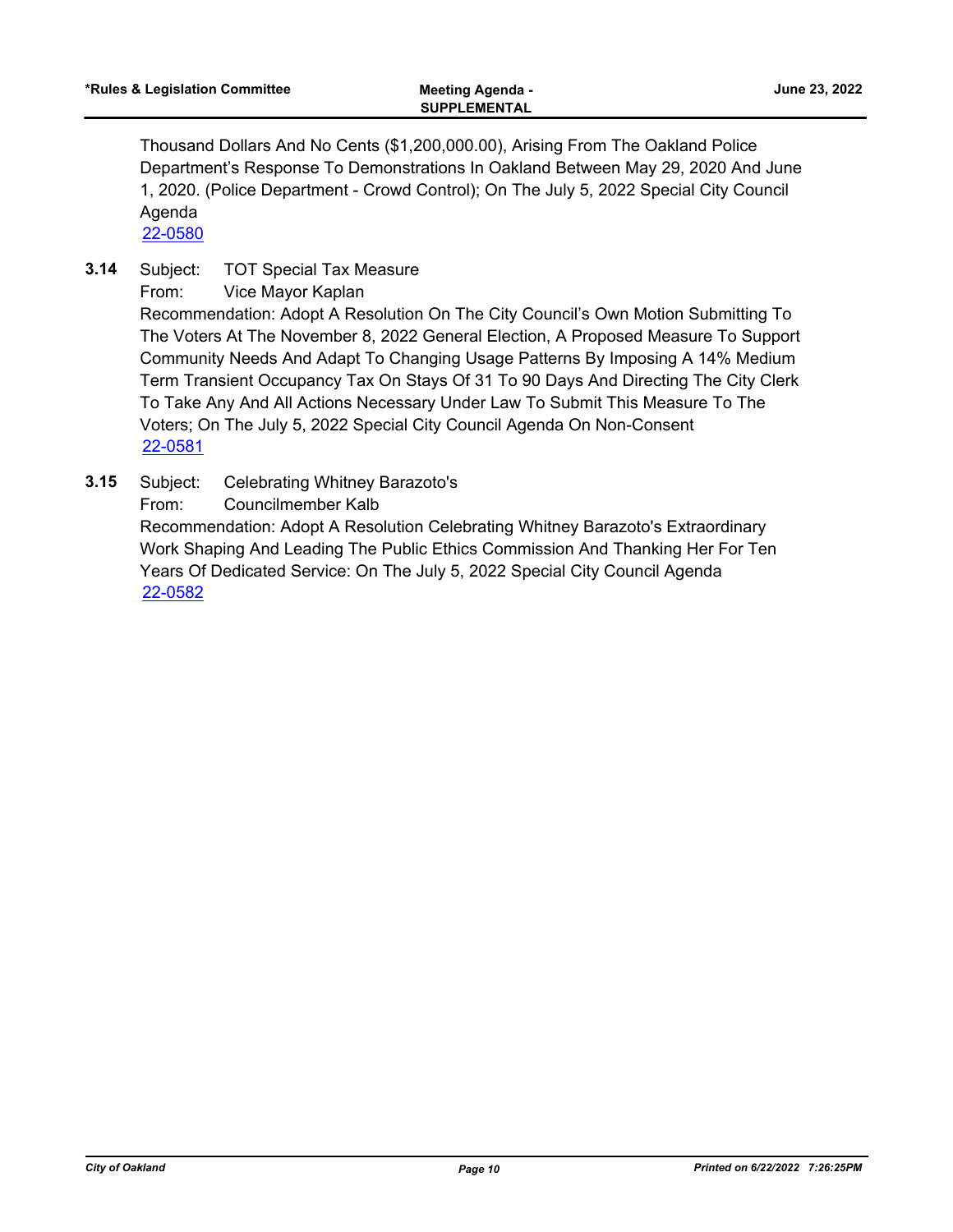Thousand Dollars And No Cents ($1,200,000.00), Arising From The Oakland Police Department's Response To Demonstrations In Oakland Between May 29, 2020 And June 1, 2020. (Police Department - Crowd Control); On The July 5, 2022 Special City Council Agenda

[22-0580]

**3.14** Subject: TOT Special Tax Measure

From: Vice Mayor Kaplan

Recommendation: Adopt A Resolution On The City Council's Own Motion Submitting To The Voters At The November 8, 2022 General Election, A Proposed Measure To Support Community Needs And Adapt To Changing Usage Patterns By Imposing A 14% Medium Term Transient Occupancy Tax On Stays Of 31 To 90 Days And Directing The City Clerk To Take Any And All Actions Necessary Under Law To Submit This Measure To The Voters; On The July 5, 2022 Special City Council Agenda On Non-Consent

[22-0581]

**3.15** Subject: Celebrating Whitney Barazoto's

From: Councilmember Kalb

Recommendation: Adopt A Resolution Celebrating Whitney Barazoto's Extraordinary Work Shaping And Leading The Public Ethics Commission And Thanking Her For Ten Years Of Dedicated Service: On The July 5, 2022 Special City Council Agenda

[22-0582]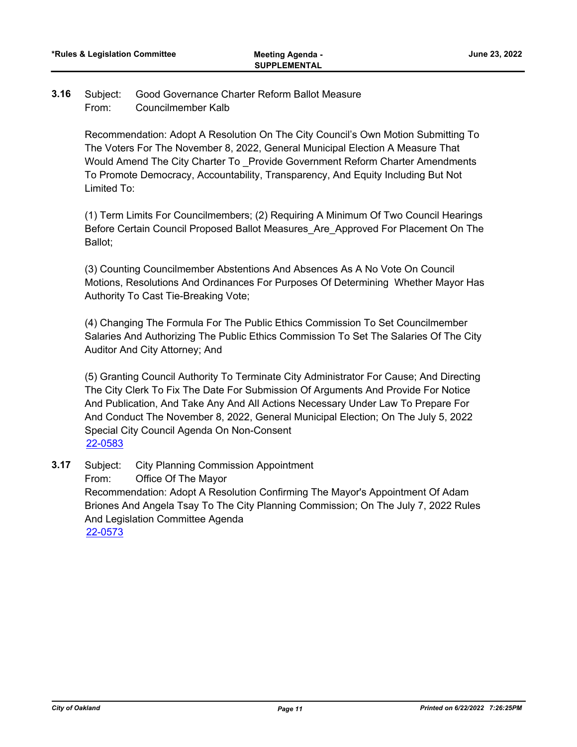**3.16** Subject: Good Governance Charter Reform Ballot Measure
From: Councilmember Kalb

Recommendation: Adopt A Resolution On The City Council's Own Motion Submitting To The Voters For The November 8, 2022, General Municipal Election A Measure That Would Amend The City Charter To _Provide Government Reform Charter Amendments To Promote Democracy, Accountability, Transparency, And Equity Including But Not Limited To:

(1) Term Limits For Councilmembers; (2) Requiring A Minimum Of Two Council Hearings Before Certain Council Proposed Ballot Measures_Are_Approved For Placement On The Ballot;

(3) Counting Councilmember Abstentions And Absences As A No Vote On Council Motions, Resolutions And Ordinances For Purposes Of Determining Whether Mayor Has Authority To Cast Tie-Breaking Vote;

(4) Changing The Formula For The Public Ethics Commission To Set Councilmember Salaries And Authorizing The Public Ethics Commission To Set The Salaries Of The City Auditor And City Attorney; And

(5) Granting Council Authority To Terminate City Administrator For Cause; And Directing The City Clerk To Fix The Date For Submission Of Arguments And Provide For Notice And Publication, And Take Any And All Actions Necessary Under Law To Prepare For And Conduct The November 8, 2022, General Municipal Election; On The July 5, 2022 Special City Council Agenda On Non-Consent

22-0583

**3.17** Subject: City Planning Commission Appointment
From: Office Of The Mayor
Recommendation: Adopt A Resolution Confirming The Mayor's Appointment Of Adam Briones And Angela Tsay To The City Planning Commission; On The July 7, 2022 Rules And Legislation Committee Agenda

22-0573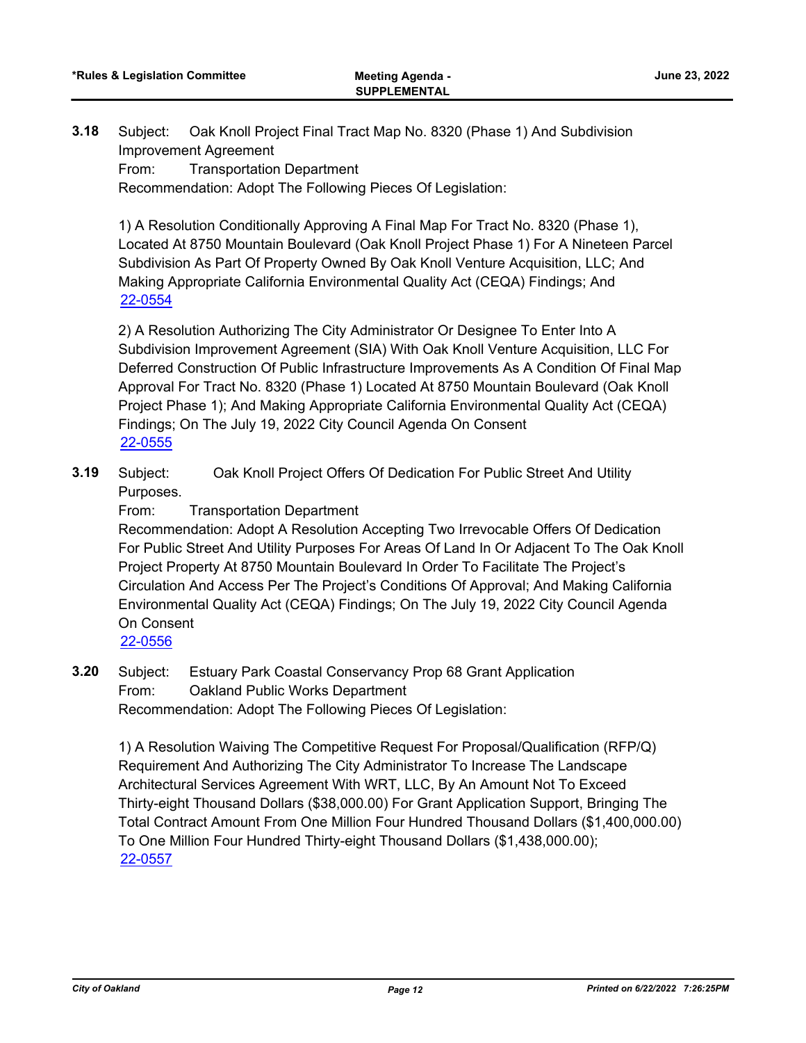**3.18** Subject: Oak Knoll Project Final Tract Map No. 8320 (Phase 1) And Subdivision Improvement Agreement
From: Transportation Department
Recommendation: Adopt The Following Pieces Of Legislation:

1) A Resolution Conditionally Approving A Final Map For Tract No. 8320 (Phase 1), Located At 8750 Mountain Boulevard (Oak Knoll Project Phase 1) For A Nineteen Parcel Subdivision As Part Of Property Owned By Oak Knoll Venture Acquisition, LLC; And Making Appropriate California Environmental Quality Act (CEQA) Findings; And
22-0554

2) A Resolution Authorizing The City Administrator Or Designee To Enter Into A Subdivision Improvement Agreement (SIA) With Oak Knoll Venture Acquisition, LLC For Deferred Construction Of Public Infrastructure Improvements As A Condition Of Final Map Approval For Tract No. 8320 (Phase 1) Located At 8750 Mountain Boulevard (Oak Knoll Project Phase 1); And Making Appropriate California Environmental Quality Act (CEQA) Findings; On The July 19, 2022 City Council Agenda On Consent
22-0555

**3.19** Subject: Oak Knoll Project Offers Of Dedication For Public Street And Utility Purposes.
From: Transportation Department
Recommendation: Adopt A Resolution Accepting Two Irrevocable Offers Of Dedication For Public Street And Utility Purposes For Areas Of Land In Or Adjacent To The Oak Knoll Project Property At 8750 Mountain Boulevard In Order To Facilitate The Project's Circulation And Access Per The Project's Conditions Of Approval; And Making California Environmental Quality Act (CEQA) Findings; On The July 19, 2022 City Council Agenda On Consent
22-0556

**3.20** Subject: Estuary Park Coastal Conservancy Prop 68 Grant Application
From: Oakland Public Works Department
Recommendation: Adopt The Following Pieces Of Legislation:

1) A Resolution Waiving The Competitive Request For Proposal/Qualification (RFP/Q) Requirement And Authorizing The City Administrator To Increase The Landscape Architectural Services Agreement With WRT, LLC, By An Amount Not To Exceed Thirty-eight Thousand Dollars ($38,000.00) For Grant Application Support, Bringing The Total Contract Amount From One Million Four Hundred Thousand Dollars ($1,400,000.00) To One Million Four Hundred Thirty-eight Thousand Dollars ($1,438,000.00);
22-0557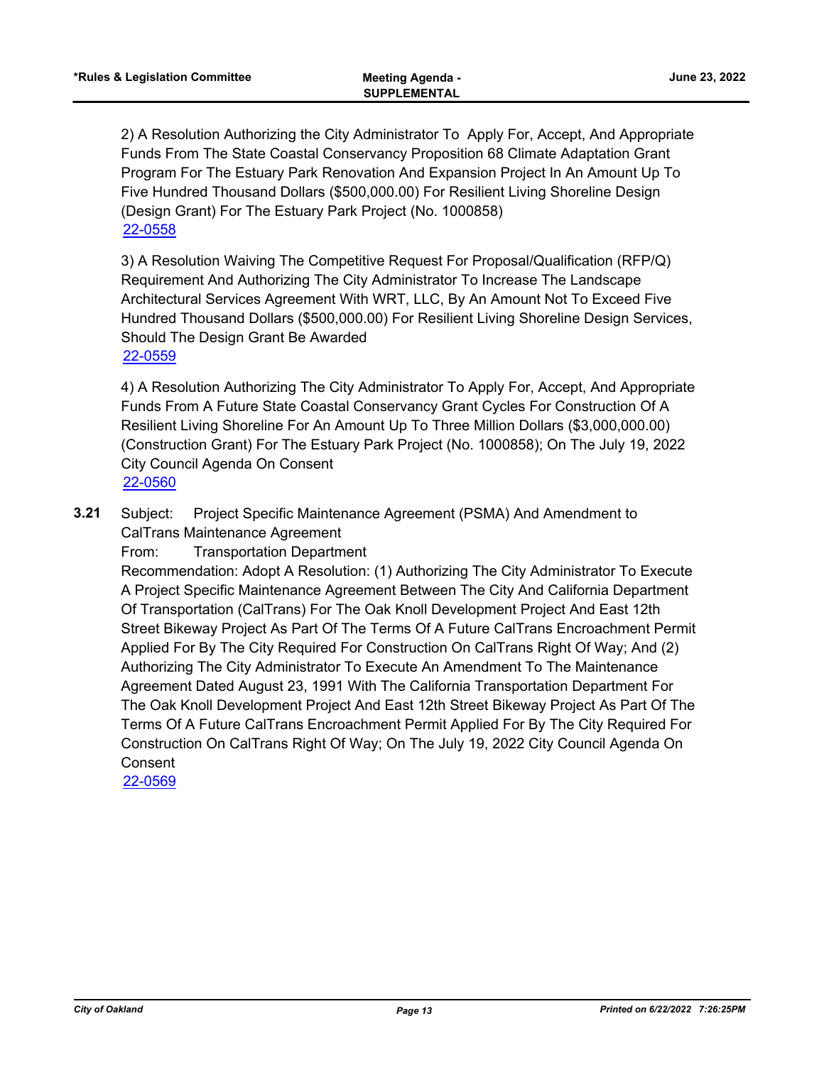2) A Resolution Authorizing the City Administrator To  Apply For, Accept, And Appropriate Funds From The State Coastal Conservancy Proposition 68 Climate Adaptation Grant Program For The Estuary Park Renovation And Expansion Project In An Amount Up To Five Hundred Thousand Dollars ($500,000.00) For Resilient Living Shoreline Design (Design Grant) For The Estuary Park Project (No. 1000858)
[22-0558](22-0558)

3) A Resolution Waiving The Competitive Request For Proposal/Qualification (RFP/Q) Requirement And Authorizing The City Administrator To Increase The Landscape Architectural Services Agreement With WRT, LLC, By An Amount Not To Exceed Five Hundred Thousand Dollars ($500,000.00) For Resilient Living Shoreline Design Services, Should The Design Grant Be Awarded
[22-0559](22-0559)

4) A Resolution Authorizing The City Administrator To Apply For, Accept, And Appropriate Funds From A Future State Coastal Conservancy Grant Cycles For Construction Of A Resilient Living Shoreline For An Amount Up To Three Million Dollars ($3,000,000.00) (Construction Grant) For The Estuary Park Project (No. 1000858); On The July 19, 2022 City Council Agenda On Consent
[22-0560](22-0560)

**3.21** Subject: Project Specific Maintenance Agreement (PSMA) And Amendment to CalTrans Maintenance Agreement

From: Transportation Department

Recommendation: Adopt A Resolution: (1) Authorizing The City Administrator To Execute A Project Specific Maintenance Agreement Between The City And California Department Of Transportation (CalTrans) For The Oak Knoll Development Project And East 12th Street Bikeway Project As Part Of The Terms Of A Future CalTrans Encroachment Permit Applied For By The City Required For Construction On CalTrans Right Of Way; And (2) Authorizing The City Administrator To Execute An Amendment To The Maintenance Agreement Dated August 23, 1991 With The California Transportation Department For The Oak Knoll Development Project And East 12th Street Bikeway Project As Part Of The Terms Of A Future CalTrans Encroachment Permit Applied For By The City Required For Construction On CalTrans Right Of Way; On The July 19, 2022 City Council Agenda On Consent
[22-0569](22-0569)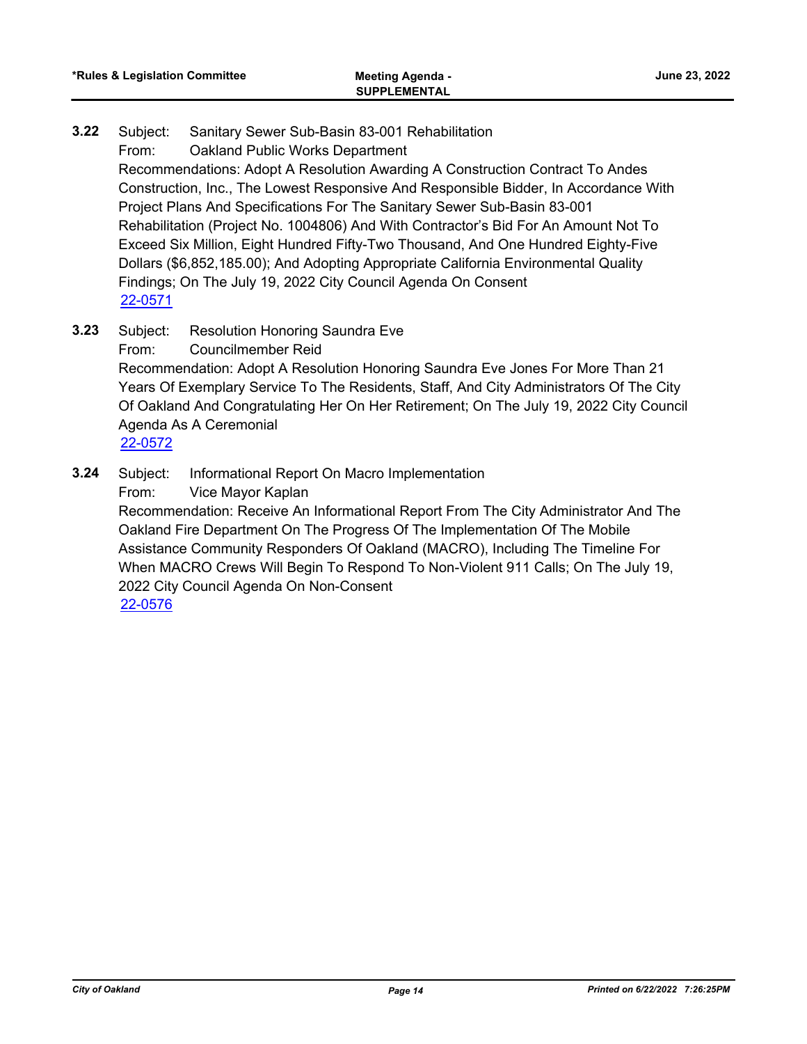**3.22** Subject: Sanitary Sewer Sub-Basin 83-001 Rehabilitation

From: Oakland Public Works Department

Recommendations: Adopt A Resolution Awarding A Construction Contract To Andes Construction, Inc., The Lowest Responsive And Responsible Bidder, In Accordance With Project Plans And Specifications For The Sanitary Sewer Sub-Basin 83-001 Rehabilitation (Project No. 1004806) And With Contractor's Bid For An Amount Not To Exceed Six Million, Eight Hundred Fifty-Two Thousand, And One Hundred Eighty-Five Dollars ($6,852,185.00); And Adopting Appropriate California Environmental Quality Findings; On The July 19, 2022 City Council Agenda On Consent

22-0571

**3.23** Subject: Resolution Honoring Saundra Eve

From: Councilmember Reid

Recommendation: Adopt A Resolution Honoring Saundra Eve Jones For More Than 21 Years Of Exemplary Service To The Residents, Staff, And City Administrators Of The City Of Oakland And Congratulating Her On Her Retirement; On The July 19, 2022 City Council Agenda As A Ceremonial

22-0572

**3.24** Subject: Informational Report On Macro Implementation

From: Vice Mayor Kaplan

Recommendation: Receive An Informational Report From The City Administrator And The Oakland Fire Department On The Progress Of The Implementation Of The Mobile Assistance Community Responders Of Oakland (MACRO), Including The Timeline For When MACRO Crews Will Begin To Respond To Non-Violent 911 Calls; On The July 19, 2022 City Council Agenda On Non-Consent

22-0576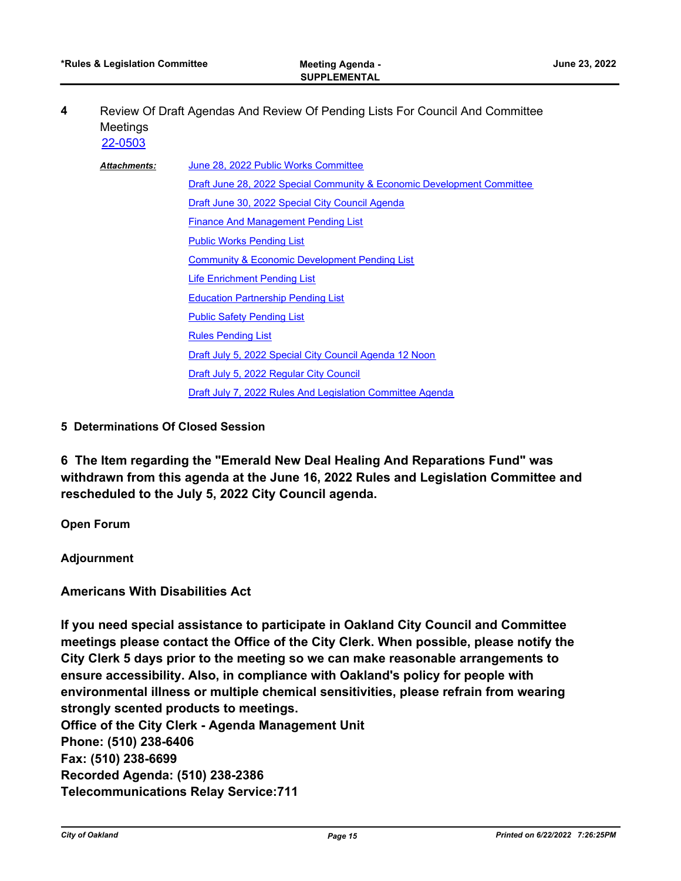**4** Review Of Draft Agendas And Review Of Pending Lists For Council And Committee Meetings

22-0503

***Attachments:***
- June 28, 2022 Public Works Committee
- Draft June 28, 2022 Special Community & Economic Development Committee
- Draft June 30, 2022 Special City Council Agenda
- Finance And Management Pending List
- Public Works Pending List
- Community & Economic Development Pending List
- Life Enrichment Pending List
- Education Partnership Pending List
- Public Safety Pending List
- Rules Pending List
- Draft July 5, 2022 Special City Council Agenda 12 Noon
- Draft July 5, 2022 Regular City Council
- Draft July 7, 2022 Rules And Legislation Committee Agenda

**5 Determinations Of Closed Session**

**6 The Item regarding the "Emerald New Deal Healing And Reparations Fund" was withdrawn from this agenda at the June 16, 2022 Rules and Legislation Committee and rescheduled to the July 5, 2022 City Council agenda.**

**Open Forum**

**Adjournment**

**Americans With Disabilities Act**

**If you need special assistance to participate in Oakland City Council and Committee meetings please contact the Office of the City Clerk. When possible, please notify the City Clerk 5 days prior to the meeting so we can make reasonable arrangements to ensure accessibility. Also, in compliance with Oakland's policy for people with environmental illness or multiple chemical sensitivities, please refrain from wearing strongly scented products to meetings.**
**Office of the City Clerk - Agenda Management Unit**
**Phone: (510) 238-6406**
**Fax: (510) 238-6699**
**Recorded Agenda: (510) 238-2386**
**Telecommunications Relay Service:711**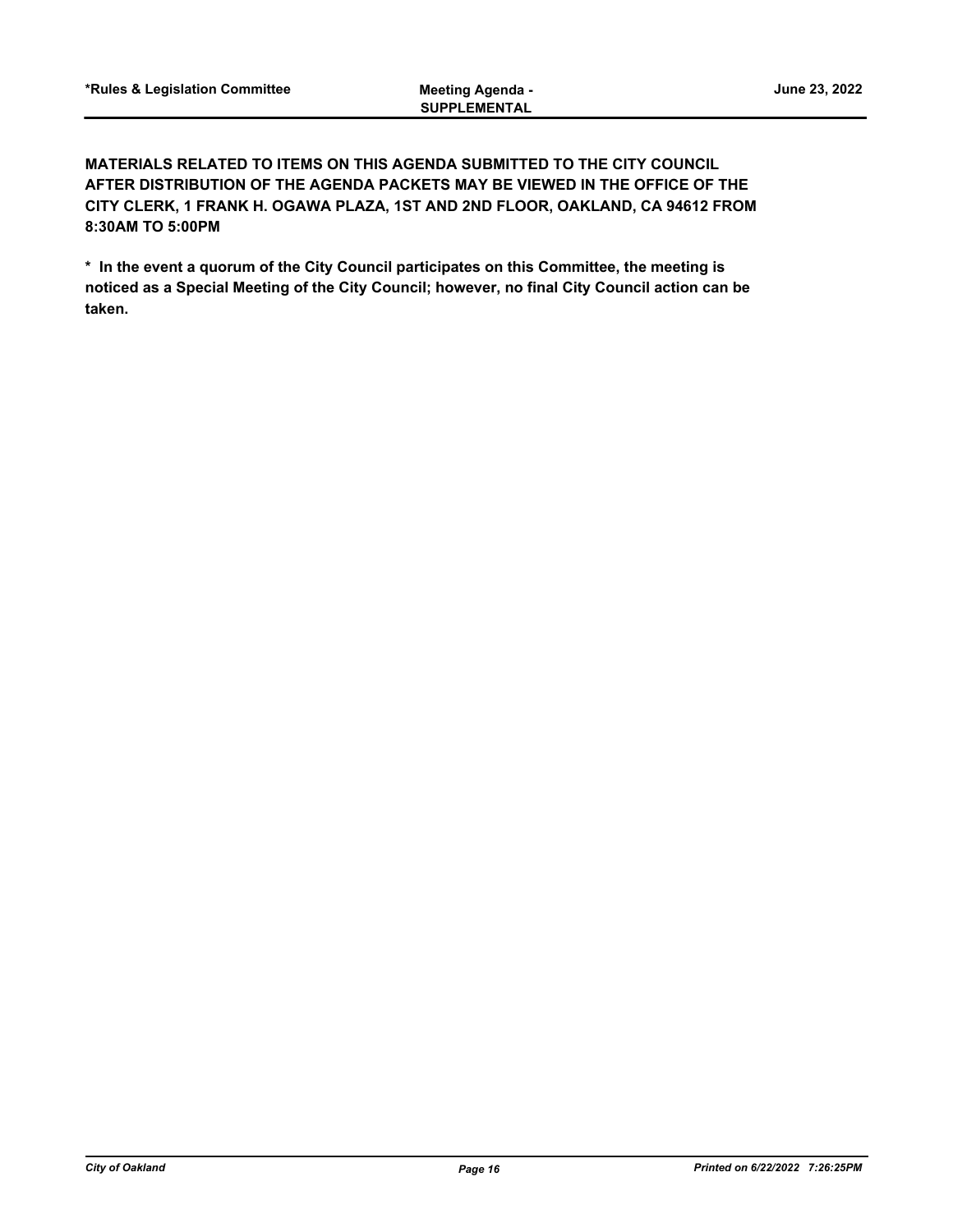**MATERIALS RELATED TO ITEMS ON THIS AGENDA SUBMITTED TO THE CITY COUNCIL AFTER DISTRIBUTION OF THE AGENDA PACKETS MAY BE VIEWED IN THE OFFICE OF THE CITY CLERK, 1 FRANK H. OGAWA PLAZA, 1ST AND 2ND FLOOR, OAKLAND, CA 94612 FROM 8:30AM TO 5:00PM**

**\* In the event a quorum of the City Council participates on this Committee, the meeting is noticed as a Special Meeting of the City Council; however, no final City Council action can be taken.**